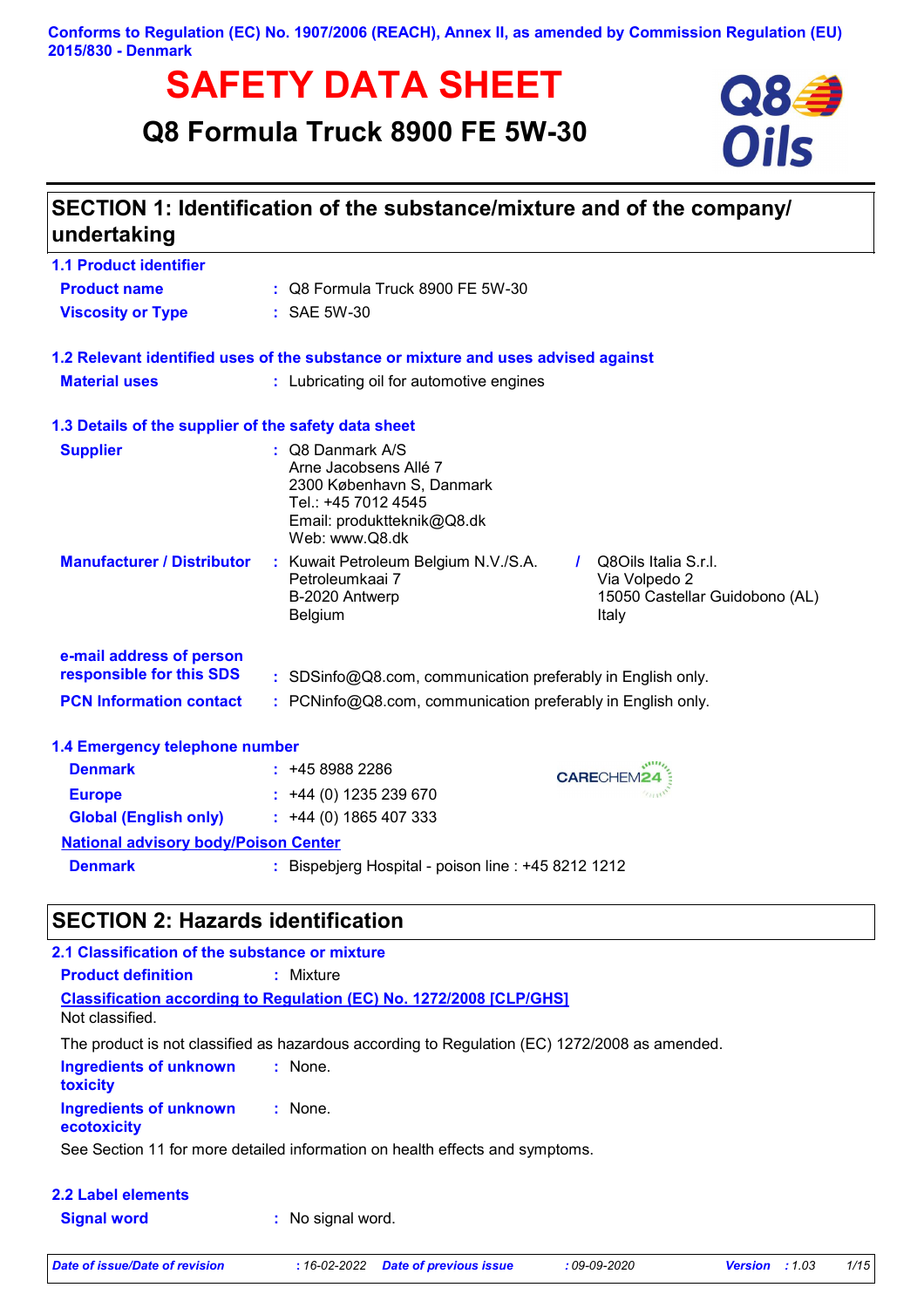Conforms to Regulation (EC) No. 1907/2006 (REACH), Annex II, as amended by Commission Regulation (EU) 2015/830 - Denmark

# SAFETY DATA SHEET

## Q8 Formula Truck 8900 FE 5W-30

## SECTION 1: Identification of the substance/mixture and of the company/ undertaking

### 1.1 Product identifier

**Product name** : Q8 Formula Truck 8900 FE 5W-30

**Viscosity or Type** : SAE 5W-30

### 1.2 Relevant identified uses of the substance or mixture and uses advised against

**Material uses** : Lubricating oil for automotive engines

### 1.3 Details of the supplier of the safety data sheet

**Supplier** : Q8 Danmark A/S
Arne Jacobsens Allé 7
2300 København S, Danmark
Tel.: +45 7012 4545
Email: produktteknik@Q8.dk
Web: www.Q8.dk

**Manufacturer / Distributor** : Kuwait Petroleum Belgium N.V./S.A.
Petroleumkaai 7
B-2020 Antwerp
Belgium
/ Q8Oils Italia S.r.l.
Via Volpedo 2
15050 Castellar Guidobono (AL)
Italy

**e-mail address of person responsible for this SDS** : SDSinfo@Q8.com, communication preferably in English only.

**PCN Information contact** : PCNinfo@Q8.com, communication preferably in English only.

### 1.4 Emergency telephone number

**Denmark** : +45 8988 2286

**Europe** : +44 (0) 1235 239 670

**Global (English only)** : +44 (0) 1865 407 333

CARECHEM24

**National advisory body/Poison Center**

**Denmark** : Bispebjerg Hospital - poison line : +45 8212 1212

## SECTION 2: Hazards identification

### 2.1 Classification of the substance or mixture

**Product definition** : Mixture

**Classification according to Regulation (EC) No. 1272/2008 [CLP/GHS]**

Not classified.

The product is not classified as hazardous according to Regulation (EC) 1272/2008 as amended.

**Ingredients of unknown toxicity** : None.

**Ingredients of unknown ecotoxicity** : None.

See Section 11 for more detailed information on health effects and symptoms.

### 2.2 Label elements

**Signal word** : No signal word.

*Date of issue/Date of revision* : 16-02-2022 *Date of previous issue* : 09-09-2020 *Version* : 1.03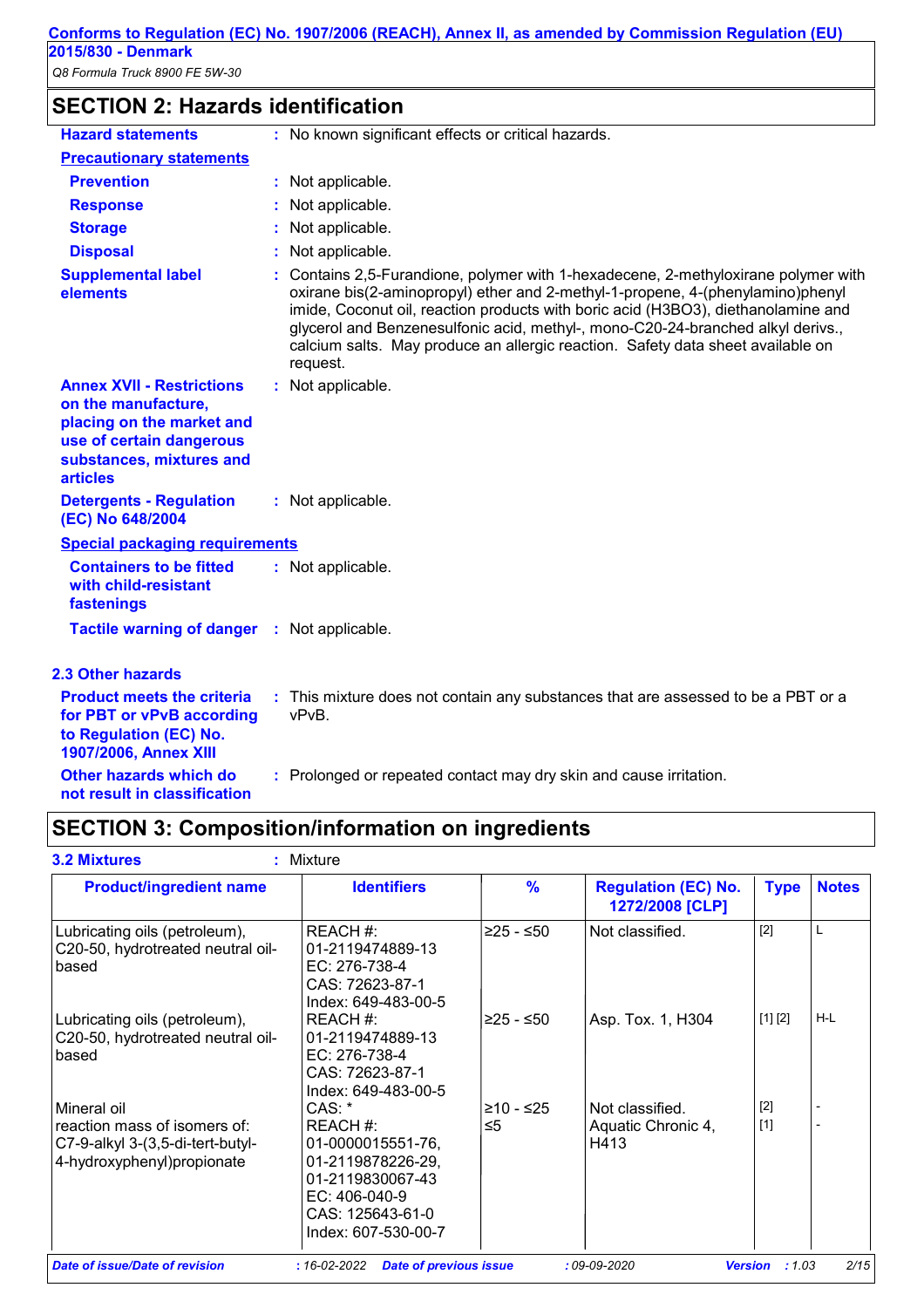## SECTION 2: Hazards identification

**Hazard statements** : No known significant effects or critical hazards.

**Precautionary statements**

**Prevention** : Not applicable.

**Response** : Not applicable.

**Storage** : Not applicable.

**Disposal** : Not applicable.

**Supplemental label elements** : Contains 2,5-Furandione, polymer with 1-hexadecene, 2-methyloxirane polymer with oxirane bis(2-aminopropyl) ether and 2-methyl-1-propene, 4-(phenylamino)phenyl imide, Coconut oil, reaction products with boric acid ($H_3BO_3$), diethanolamine and glycerol and Benzenesulfonic acid, methyl-, mono-C20-24-branched alkyl derivs., calcium salts. May produce an allergic reaction. Safety data sheet available on request.

**Annex XVII - Restrictions on the manufacture, placing on the market and use of certain dangerous substances, mixtures and articles** : Not applicable.

**Detergents - Regulation (EC) No 648/2004** : Not applicable.

**Special packaging requirements**

**Containers to be fitted with child-resistant fastenings** : Not applicable.

**Tactile warning of danger** : Not applicable.

### 2.3 Other hazards

**Product meets the criteria for PBT or vPvB according to Regulation (EC) No. 1907/2006, Annex XIII** : This mixture does not contain any substances that are assessed to be a PBT or a vPvB.

**Other hazards which do not result in classification** : Prolonged or repeated contact may dry skin and cause irritation.

## SECTION 3: Composition/information on ingredients

**3.2 Mixtures** : Mixture

| Product/ingredient name | Identifiers | % | Regulation (EC) No. 1272/2008 [CLP] | Type | Notes |
|---|---|---|---|---|---|
| Lubricating oils (petroleum), C20-50, hydrotreated neutral oil-based | REACH #: 01-2119474889-13<br>EC: 276-738-4<br>CAS: 72623-87-1<br>Index: 649-483-00-5 | ≥25 - ≤50 | Not classified. | [2] | L |
| Lubricating oils (petroleum), C20-50, hydrotreated neutral oil-based | REACH #: 01-2119474889-13<br>EC: 276-738-4<br>CAS: 72623-87-1<br>Index: 649-483-00-5 | ≥25 - ≤50 | Asp. Tox. 1, H304 | [1] [2] | H-L |
| Mineral oil | CAS: * | ≥10 - ≤25 | Not classified. | [2] | - |
| reaction mass of isomers of: C7-9-alkyl 3-(3,5-di-tert-butyl-4-hydroxyphenyl)propionate | REACH #: 01-0000015551-76, 01-2119878226-29, 01-2119830067-43<br>EC: 406-040-9<br>CAS: 125643-61-0<br>Index: 607-530-00-7 | ≤5 | Aquatic Chronic 4, H413 | [1] | - |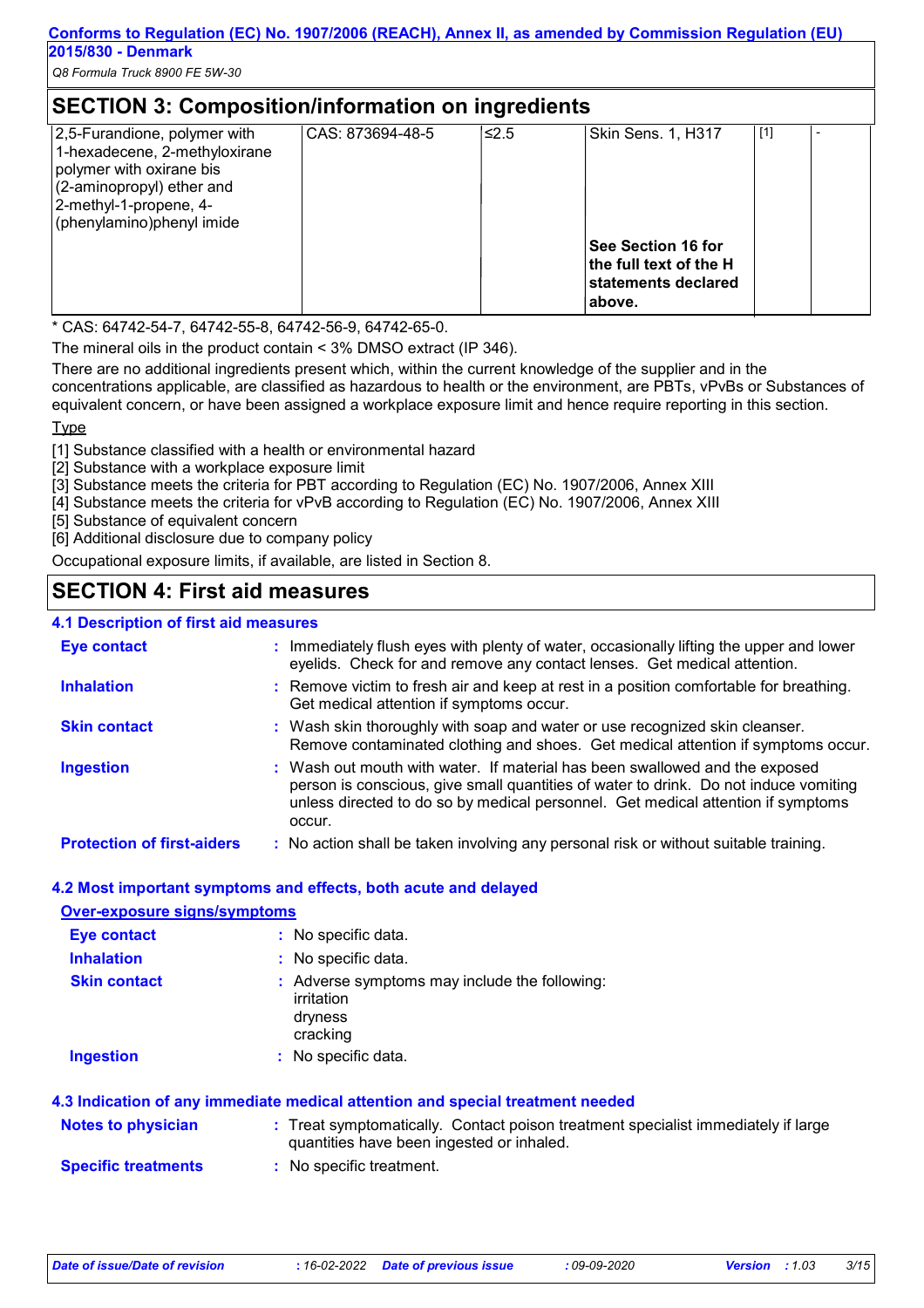## SECTION 3: Composition/information on ingredients

| | | | | | |
|---|---|---|---|---|---|
| 2,5-Furandione, polymer with 1-hexadecene, 2-methyloxirane polymer with oxirane bis (2-aminopropyl) ether and 2-methyl-1-propene, 4-(phenylamino)phenyl imide | CAS: 873694-48-5 | ≤2.5 | Skin Sens. 1, H317 | [1] | - |
| | | | **See Section 16 for the full text of the H statements declared above.** | | |

* CAS: 64742-54-7, 64742-55-8, 64742-56-9, 64742-65-0.

The mineral oils in the product contain < 3% DMSO extract (IP 346).

There are no additional ingredients present which, within the current knowledge of the supplier and in the concentrations applicable, are classified as hazardous to health or the environment, are PBTs, vPvBs or Substances of equivalent concern, or have been assigned a workplace exposure limit and hence require reporting in this section.

Type

[1] Substance classified with a health or environmental hazard
[2] Substance with a workplace exposure limit
[3] Substance meets the criteria for PBT according to Regulation (EC) No. 1907/2006, Annex XIII
[4] Substance meets the criteria for vPvB according to Regulation (EC) No. 1907/2006, Annex XIII
[5] Substance of equivalent concern
[6] Additional disclosure due to company policy

Occupational exposure limits, if available, are listed in Section 8.

## SECTION 4: First aid measures

### 4.1 Description of first aid measures

**Eye contact** : Immediately flush eyes with plenty of water, occasionally lifting the upper and lower eyelids. Check for and remove any contact lenses. Get medical attention.

**Inhalation** : Remove victim to fresh air and keep at rest in a position comfortable for breathing. Get medical attention if symptoms occur.

**Skin contact** : Wash skin thoroughly with soap and water or use recognized skin cleanser. Remove contaminated clothing and shoes. Get medical attention if symptoms occur.

**Ingestion** : Wash out mouth with water. If material has been swallowed and the exposed person is conscious, give small quantities of water to drink. Do not induce vomiting unless directed to do so by medical personnel. Get medical attention if symptoms occur.

**Protection of first-aiders** : No action shall be taken involving any personal risk or without suitable training.

### 4.2 Most important symptoms and effects, both acute and delayed

**Over-exposure signs/symptoms**

**Eye contact** : No specific data.

**Inhalation** : No specific data.

**Skin contact** : Adverse symptoms may include the following:
irritation
dryness
cracking

**Ingestion** : No specific data.

### 4.3 Indication of any immediate medical attention and special treatment needed

**Notes to physician** : Treat symptomatically. Contact poison treatment specialist immediately if large quantities have been ingested or inhaled.

**Specific treatments** : No specific treatment.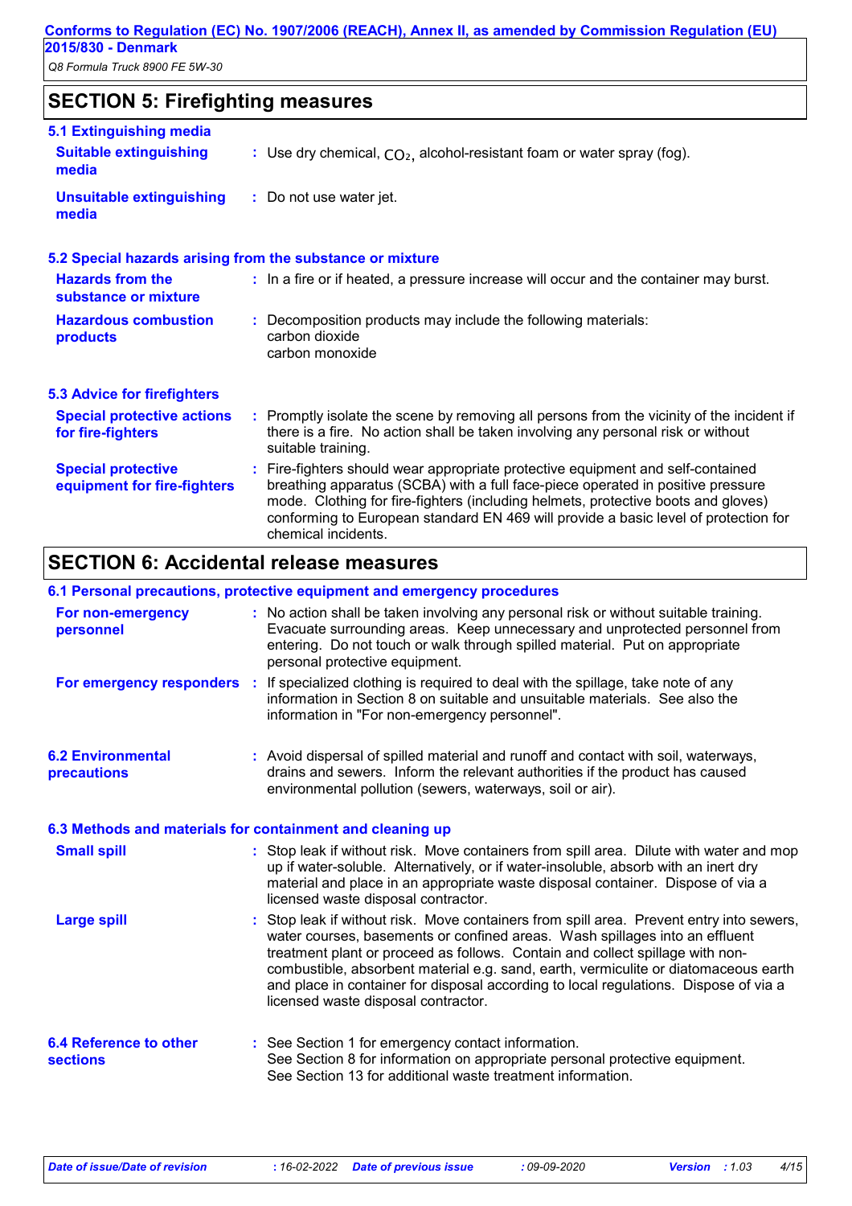## SECTION 5: Firefighting measures

### 5.1 Extinguishing media

**Suitable extinguishing media** : Use dry chemical, $CO_2$, alcohol-resistant foam or water spray (fog).

**Unsuitable extinguishing media** : Do not use water jet.

### 5.2 Special hazards arising from the substance or mixture

**Hazards from the substance or mixture** : In a fire or if heated, a pressure increase will occur and the container may burst.

**Hazardous combustion products** : Decomposition products may include the following materials:
carbon dioxide
carbon monoxide

### 5.3 Advice for firefighters

**Special protective actions for fire-fighters** : Promptly isolate the scene by removing all persons from the vicinity of the incident if there is a fire. No action shall be taken involving any personal risk or without suitable training.

**Special protective equipment for fire-fighters** : Fire-fighters should wear appropriate protective equipment and self-contained breathing apparatus (SCBA) with a full face-piece operated in positive pressure mode. Clothing for fire-fighters (including helmets, protective boots and gloves) conforming to European standard EN 469 will provide a basic level of protection for chemical incidents.

## SECTION 6: Accidental release measures

### 6.1 Personal precautions, protective equipment and emergency procedures

**For non-emergency personnel** : No action shall be taken involving any personal risk or without suitable training. Evacuate surrounding areas. Keep unnecessary and unprotected personnel from entering. Do not touch or walk through spilled material. Put on appropriate personal protective equipment.

**For emergency responders** : If specialized clothing is required to deal with the spillage, take note of any information in Section 8 on suitable and unsuitable materials. See also the information in "For non-emergency personnel".

### 6.2 Environmental precautions

: Avoid dispersal of spilled material and runoff and contact with soil, waterways, drains and sewers. Inform the relevant authorities if the product has caused environmental pollution (sewers, waterways, soil or air).

### 6.3 Methods and materials for containment and cleaning up

**Small spill** : Stop leak if without risk. Move containers from spill area. Dilute with water and mop up if water-soluble. Alternatively, or if water-insoluble, absorb with an inert dry material and place in an appropriate waste disposal container. Dispose of via a licensed waste disposal contractor.

**Large spill** : Stop leak if without risk. Move containers from spill area. Prevent entry into sewers, water courses, basements or confined areas. Wash spillages into an effluent treatment plant or proceed as follows. Contain and collect spillage with non-combustible, absorbent material e.g. sand, earth, vermiculite or diatomaceous earth and place in container for disposal according to local regulations. Dispose of via a licensed waste disposal contractor.

### 6.4 Reference to other sections

: See Section 1 for emergency contact information.
See Section 8 for information on appropriate personal protective equipment.
See Section 13 for additional waste treatment information.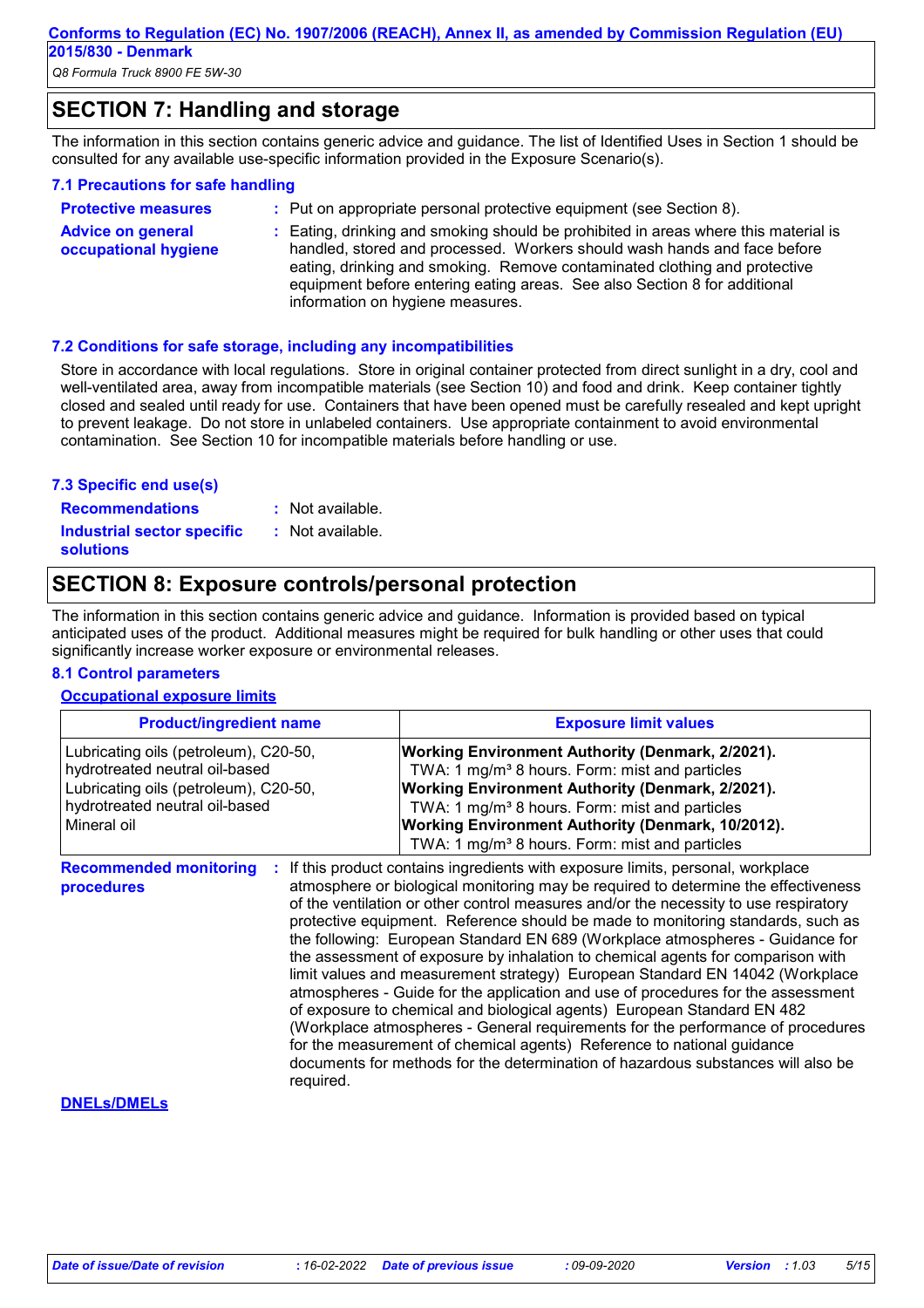## SECTION 7: Handling and storage

The information in this section contains generic advice and guidance. The list of Identified Uses in Section 1 should be consulted for any available use-specific information provided in the Exposure Scenario(s).

### 7.1 Precautions for safe handling

**Protective measures** : Put on appropriate personal protective equipment (see Section 8).

**Advice on general occupational hygiene** : Eating, drinking and smoking should be prohibited in areas where this material is handled, stored and processed. Workers should wash hands and face before eating, drinking and smoking. Remove contaminated clothing and protective equipment before entering eating areas. See also Section 8 for additional information on hygiene measures.

### 7.2 Conditions for safe storage, including any incompatibilities

Store in accordance with local regulations. Store in original container protected from direct sunlight in a dry, cool and well-ventilated area, away from incompatible materials (see Section 10) and food and drink. Keep container tightly closed and sealed until ready for use. Containers that have been opened must be carefully resealed and kept upright to prevent leakage. Do not store in unlabeled containers. Use appropriate containment to avoid environmental contamination. See Section 10 for incompatible materials before handling or use.

### 7.3 Specific end use(s)

**Recommendations** : Not available.

**Industrial sector specific solutions** : Not available.

## SECTION 8: Exposure controls/personal protection

The information in this section contains generic advice and guidance. Information is provided based on typical anticipated uses of the product. Additional measures might be required for bulk handling or other uses that could significantly increase worker exposure or environmental releases.

### 8.1 Control parameters

**Occupational exposure limits**

| Product/ingredient name | Exposure limit values |
| --- | --- |
| Lubricating oils (petroleum), C20-50, hydrotreated neutral oil-based | **Working Environment Authority (Denmark, 2/2021).** TWA: 1 mg/m³ 8 hours. Form: mist and particles |
| Lubricating oils (petroleum), C20-50, hydrotreated neutral oil-based | **Working Environment Authority (Denmark, 2/2021).** TWA: 1 mg/m³ 8 hours. Form: mist and particles |
| Mineral oil | **Working Environment Authority (Denmark, 10/2012).** TWA: 1 mg/m³ 8 hours. Form: mist and particles |

**Recommended monitoring procedures** : If this product contains ingredients with exposure limits, personal, workplace atmosphere or biological monitoring may be required to determine the effectiveness of the ventilation or other control measures and/or the necessity to use respiratory protective equipment. Reference should be made to monitoring standards, such as the following: European Standard EN 689 (Workplace atmospheres - Guidance for the assessment of exposure by inhalation to chemical agents for comparison with limit values and measurement strategy) European Standard EN 14042 (Workplace atmospheres - Guide for the application and use of procedures for the assessment of exposure to chemical and biological agents) European Standard EN 482 (Workplace atmospheres - General requirements for the performance of procedures for the measurement of chemical agents) Reference to national guidance documents for methods for the determination of hazardous substances will also be required.

**DNELs/DMELs**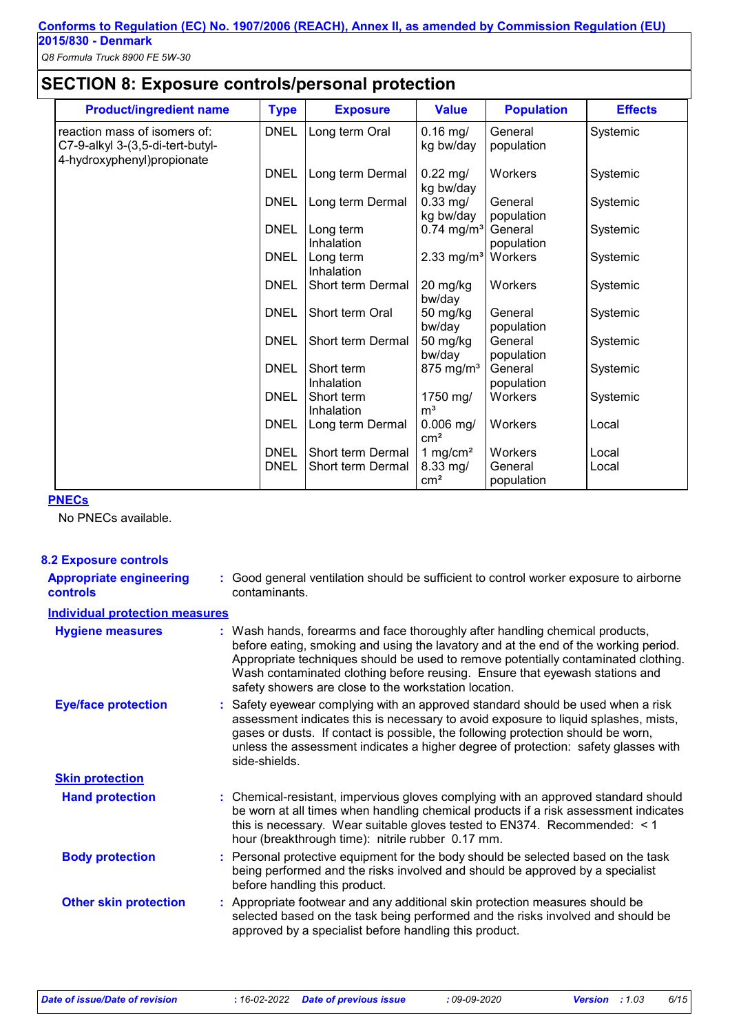## SECTION 8: Exposure controls/personal protection

| Product/ingredient name | Type | Exposure | Value | Population | Effects |
|---|---|---|---|---|---|
| reaction mass of isomers of: C7-9-alkyl 3-(3,5-di-tert-butyl-4-hydroxyphenyl)propionate | DNEL | Long term Oral | 0.16 mg/kg bw/day | General population | Systemic |
| | DNEL | Long term Dermal | 0.22 mg/kg bw/day | Workers | Systemic |
| | DNEL | Long term Dermal | 0.33 mg/kg bw/day | General population | Systemic |
| | DNEL | Long term Inhalation | 0.74 mg/m³ | General population | Systemic |
| | DNEL | Long term Inhalation | 2.33 mg/m³ | Workers | Systemic |
| | DNEL | Short term Dermal | 20 mg/kg bw/day | Workers | Systemic |
| | DNEL | Short term Oral | 50 mg/kg bw/day | General population | Systemic |
| | DNEL | Short term Dermal | 50 mg/kg bw/day | General population | Systemic |
| | DNEL | Short term Inhalation | 875 mg/m³ | General population | Systemic |
| | DNEL | Short term Inhalation | 1750 mg/m³ | Workers | Systemic |
| | DNEL | Long term Dermal | 0.006 mg/cm² | Workers | Local |
| | DNEL | Short term Dermal | 1 mg/cm² | Workers | Local |
| | DNEL | Short term Dermal | 8.33 mg/cm² | General population | Local |

**PNECs**

No PNECs available.

### 8.2 Exposure controls

**Appropriate engineering controls** : Good general ventilation should be sufficient to control worker exposure to airborne contaminants.

**Individual protection measures**

**Hygiene measures** : Wash hands, forearms and face thoroughly after handling chemical products, before eating, smoking and using the lavatory and at the end of the working period. Appropriate techniques should be used to remove potentially contaminated clothing. Wash contaminated clothing before reusing. Ensure that eyewash stations and safety showers are close to the workstation location.

**Eye/face protection** : Safety eyewear complying with an approved standard should be used when a risk assessment indicates this is necessary to avoid exposure to liquid splashes, mists, gases or dusts. If contact is possible, the following protection should be worn, unless the assessment indicates a higher degree of protection: safety glasses with side-shields.

**Skin protection**

**Hand protection** : Chemical-resistant, impervious gloves complying with an approved standard should be worn at all times when handling chemical products if a risk assessment indicates this is necessary. Wear suitable gloves tested to EN374. Recommended: < 1 hour (breakthrough time): nitrile rubber 0.17 mm.

**Body protection** : Personal protective equipment for the body should be selected based on the task being performed and the risks involved and should be approved by a specialist before handling this product.

**Other skin protection** : Appropriate footwear and any additional skin protection measures should be selected based on the task being performed and the risks involved and should be approved by a specialist before handling this product.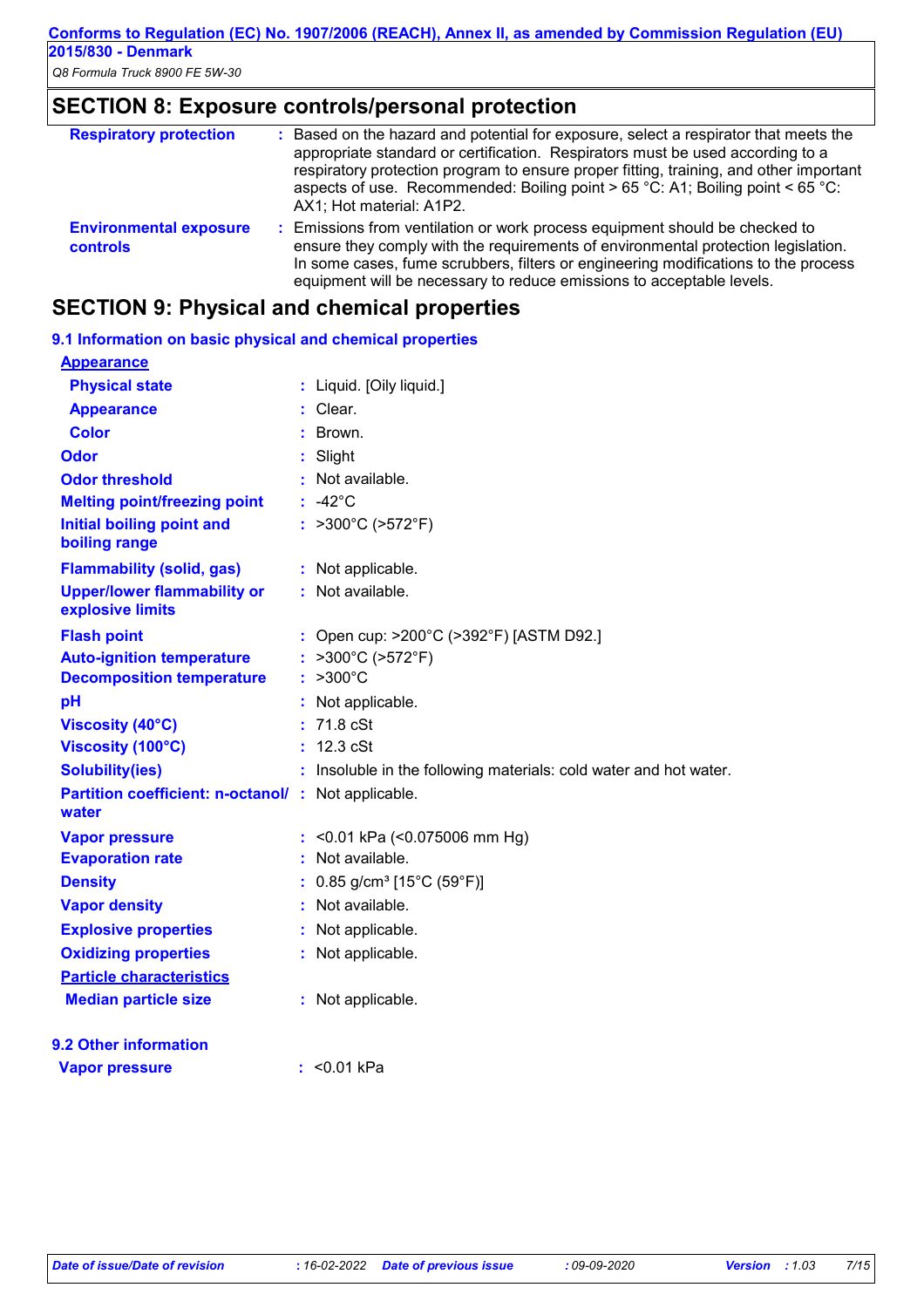## SECTION 8: Exposure controls/personal protection

**Respiratory protection** : Based on the hazard and potential for exposure, select a respirator that meets the appropriate standard or certification. Respirators must be used according to a respiratory protection program to ensure proper fitting, training, and other important aspects of use. Recommended: Boiling point > 65 °C: A1; Boiling point < 65 °C: AX1; Hot material: A1P2.

**Environmental exposure controls** : Emissions from ventilation or work process equipment should be checked to ensure they comply with the requirements of environmental protection legislation. In some cases, fume scrubbers, filters or engineering modifications to the process equipment will be necessary to reduce emissions to acceptable levels.

## SECTION 9: Physical and chemical properties

### 9.1 Information on basic physical and chemical properties

**Appearance**

| | |
|---|---|
| **Physical state** | : Liquid. [Oily liquid.] |
| **Appearance** | : Clear. |
| **Color** | : Brown. |
| **Odor** | : Slight |
| **Odor threshold** | : Not available. |
| **Melting point/freezing point** | : -42°C |
| **Initial boiling point and boiling range** | : >300°C (>572°F) |
| **Flammability (solid, gas)** | : Not applicable. |
| **Upper/lower flammability or explosive limits** | : Not available. |
| **Flash point** | : Open cup: >200°C (>392°F) [ASTM D92.] |
| **Auto-ignition temperature** | : >300°C (>572°F) |
| **Decomposition temperature** | : >300°C |
| **pH** | : Not applicable. |
| **Viscosity (40°C)** | : 71.8 cSt |
| **Viscosity (100°C)** | : 12.3 cSt |
| **Solubility(ies)** | : Insoluble in the following materials: cold water and hot water. |
| **Partition coefficient: n-octanol/ water** | : Not applicable. |
| **Vapor pressure** | : <0.01 kPa (<0.075006 mm Hg) |
| **Evaporation rate** | : Not available. |
| **Density** | : 0.85 g/cm³ [15°C (59°F)] |
| **Vapor density** | : Not available. |
| **Explosive properties** | : Not applicable. |
| **Oxidizing properties** | : Not applicable. |

**Particle characteristics**

| | |
|---|---|
| **Median particle size** | : Not applicable. |

### 9.2 Other information

| | |
|---|---|
| **Vapor pressure** | : <0.01 kPa |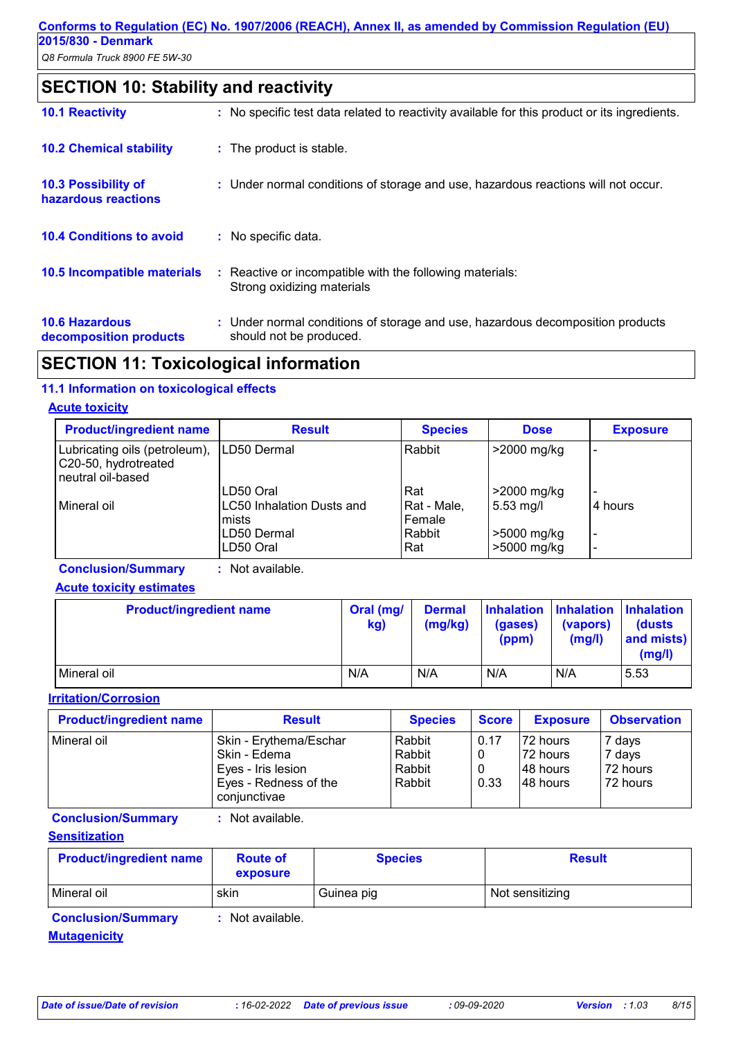## SECTION 10: Stability and reactivity

**10.1 Reactivity** : No specific test data related to reactivity available for this product or its ingredients.

**10.2 Chemical stability** : The product is stable.

**10.3 Possibility of hazardous reactions** : Under normal conditions of storage and use, hazardous reactions will not occur.

**10.4 Conditions to avoid** : No specific data.

**10.5 Incompatible materials** : Reactive or incompatible with the following materials:
Strong oxidizing materials

**10.6 Hazardous decomposition products** : Under normal conditions of storage and use, hazardous decomposition products should not be produced.

## SECTION 11: Toxicological information

### 11.1 Information on toxicological effects

**Acute toxicity**

| Product/ingredient name | Result | Species | Dose | Exposure |
|---|---|---|---|---|
| Lubricating oils (petroleum), C20-50, hydrotreated neutral oil-based | LD50 Dermal | Rabbit | >2000 mg/kg | - |
| | LD50 Oral | Rat | >2000 mg/kg | - |
| Mineral oil | LC50 Inhalation Dusts and mists | Rat - Male, Female | 5.53 mg/l | 4 hours |
| | LD50 Dermal | Rabbit | >5000 mg/kg | - |
| | LD50 Oral | Rat | >5000 mg/kg | - |

**Conclusion/Summary** : Not available.

**Acute toxicity estimates**

| Product/ingredient name | Oral (mg/kg) | Dermal (mg/kg) | Inhalation (gases) (ppm) | Inhalation (vapors) (mg/l) | Inhalation (dusts and mists) (mg/l) |
|---|---|---|---|---|---|
| Mineral oil | N/A | N/A | N/A | N/A | 5.53 |

**Irritation/Corrosion**

| Product/ingredient name | Result | Species | Score | Exposure | Observation |
|---|---|---|---|---|---|
| Mineral oil | Skin - Erythema/Eschar | Rabbit | 0.17 | 72 hours | 7 days |
| | Skin - Edema | Rabbit | 0 | 72 hours | 7 days |
| | Eyes - Iris lesion | Rabbit | 0 | 48 hours | 72 hours |
| | Eyes - Redness of the conjunctivae | Rabbit | 0.33 | 48 hours | 72 hours |

**Conclusion/Summary** : Not available.

**Sensitization**

| Product/ingredient name | Route of exposure | Species | Result |
|---|---|---|---|
| Mineral oil | skin | Guinea pig | Not sensitizing |

**Conclusion/Summary** : Not available.

**Mutagenicity**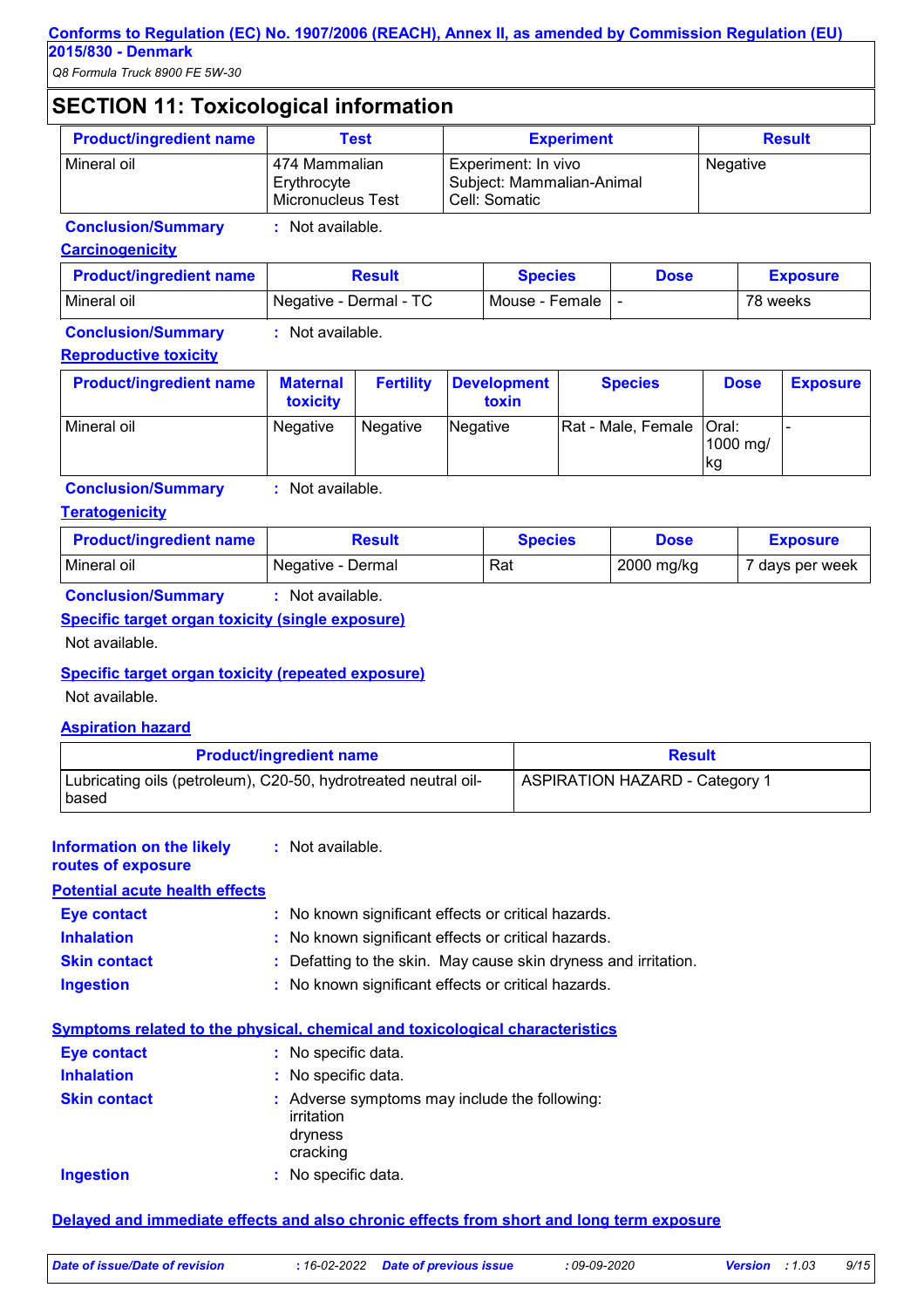## SECTION 11: Toxicological information

| Product/ingredient name | Test | Experiment | Result |
|---|---|---|---|
| Mineral oil | 474 Mammalian Erythrocyte Micronucleus Test | Experiment: In vivo Subject: Mammalian-Animal Cell: Somatic | Negative |

**Conclusion/Summary** : Not available.

**Carcinogenicity**

| Product/ingredient name | Result | Species | Dose | Exposure |
|---|---|---|---|---|
| Mineral oil | Negative - Dermal - TC | Mouse - Female | - | 78 weeks |

**Conclusion/Summary** : Not available.

**Reproductive toxicity**

| Product/ingredient name | Maternal toxicity | Fertility | Development toxin | Species | Dose | Exposure |
|---|---|---|---|---|---|---|
| Mineral oil | Negative | Negative | Negative | Rat - Male, Female | Oral: 1000 mg/kg | - |

**Conclusion/Summary** : Not available.

**Teratogenicity**

| Product/ingredient name | Result | Species | Dose | Exposure |
|---|---|---|---|---|
| Mineral oil | Negative - Dermal | Rat | 2000 mg/kg | 7 days per week |

**Conclusion/Summary** : Not available.

**Specific target organ toxicity (single exposure)**

Not available.

**Specific target organ toxicity (repeated exposure)**

Not available.

**Aspiration hazard**

| Product/ingredient name | Result |
|---|---|
| Lubricating oils (petroleum), C20-50, hydrotreated neutral oil-based | ASPIRATION HAZARD - Category 1 |

**Information on the likely routes of exposure** : Not available.

**Potential acute health effects**

**Eye contact** : No known significant effects or critical hazards.

**Inhalation** : No known significant effects or critical hazards.

**Skin contact** : Defatting to the skin. May cause skin dryness and irritation.

**Ingestion** : No known significant effects or critical hazards.

**Symptoms related to the physical, chemical and toxicological characteristics**

**Eye contact** : No specific data.

**Inhalation** : No specific data.

**Skin contact** : Adverse symptoms may include the following:
irritation
dryness
cracking

**Ingestion** : No specific data.

**Delayed and immediate effects and also chronic effects from short and long term exposure**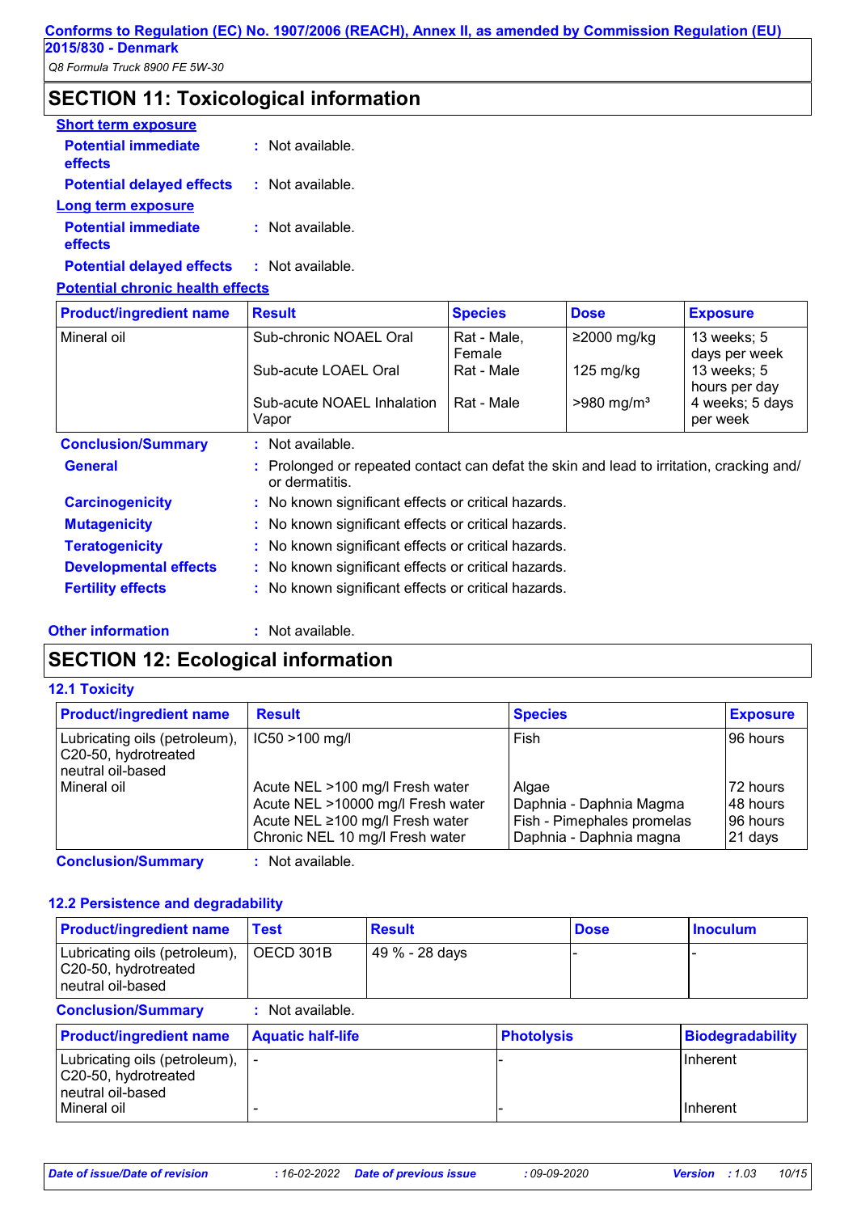## SECTION 11: Toxicological information

**Short term exposure**

**Potential immediate effects** : Not available.

**Potential delayed effects** : Not available.

**Long term exposure**

**Potential immediate effects** : Not available.

**Potential delayed effects** : Not available.

**Potential chronic health effects**

| Product/ingredient name | Result | Species | Dose | Exposure |
|---|---|---|---|---|
| Mineral oil | Sub-chronic NOAEL Oral | Rat - Male, Female | ≥2000 mg/kg | 13 weeks; 5 days per week |
| | Sub-acute LOAEL Oral | Rat - Male | 125 mg/kg | 13 weeks; 5 hours per day |
| | Sub-acute NOAEL Inhalation Vapor | Rat - Male | >980 mg/m³ | 4 weeks; 5 days per week |

**Conclusion/Summary** : Not available.

**General** : Prolonged or repeated contact can defat the skin and lead to irritation, cracking and/ or dermatitis.

**Carcinogenicity** : No known significant effects or critical hazards.

**Mutagenicity** : No known significant effects or critical hazards.

**Teratogenicity** : No known significant effects or critical hazards.

**Developmental effects** : No known significant effects or critical hazards.

**Fertility effects** : No known significant effects or critical hazards.

**Other information** : Not available.

## SECTION 12: Ecological information

### 12.1 Toxicity

| Product/ingredient name | Result | Species | Exposure |
|---|---|---|---|
| Lubricating oils (petroleum), C20-50, hydrotreated neutral oil-based | IC50 >100 mg/l | Fish | 96 hours |
| Mineral oil | Acute NEL >100 mg/l Fresh water | Algae | 72 hours |
| | Acute NEL >10000 mg/l Fresh water | Daphnia - Daphnia Magma | 48 hours |
| | Acute NEL ≥100 mg/l Fresh water | Fish - Pimephales promelas | 96 hours |
| | Chronic NEL 10 mg/l Fresh water | Daphnia - Daphnia magna | 21 days |

**Conclusion/Summary** : Not available.

### 12.2 Persistence and degradability

| Product/ingredient name | Test | Result | Dose | Inoculum |
|---|---|---|---|---|
| Lubricating oils (petroleum), C20-50, hydrotreated neutral oil-based | OECD 301B | 49 % - 28 days | - | - |

**Conclusion/Summary** : Not available.

| Product/ingredient name | Aquatic half-life | Photolysis | Biodegradability |
|---|---|---|---|
| Lubricating oils (petroleum), C20-50, hydrotreated neutral oil-based | - | - | Inherent |
| Mineral oil | - | - | Inherent |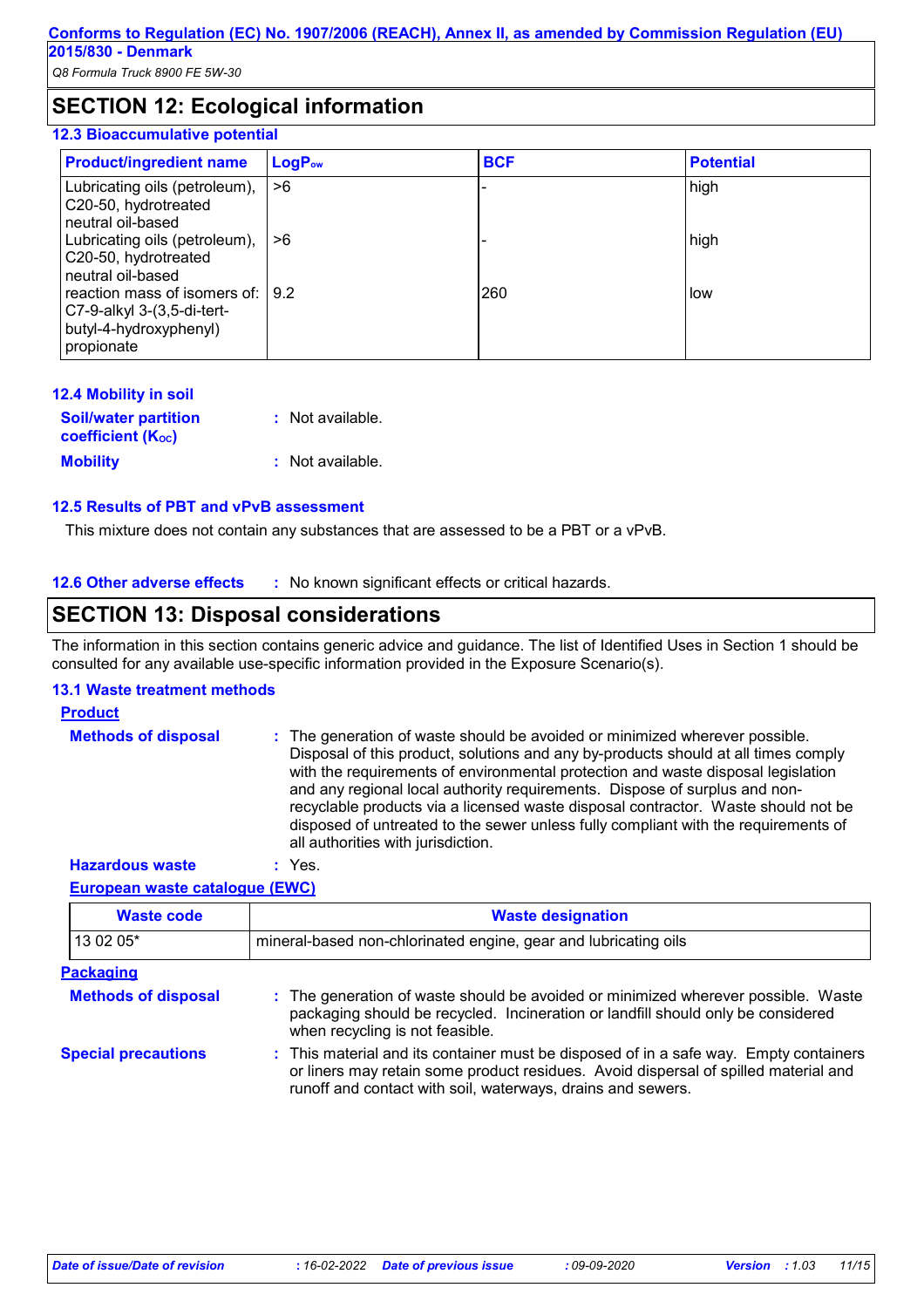## SECTION 12: Ecological information

### 12.3 Bioaccumulative potential

| Product/ingredient name | $LogP_{ow}$ | BCF | Potential |
|---|---|---|---|
| Lubricating oils (petroleum), C20-50, hydrotreated neutral oil-based | >6 | - | high |
| Lubricating oils (petroleum), C20-50, hydrotreated neutral oil-based | >6 | - | high |
| reaction mass of isomers of: C7-9-alkyl 3-(3,5-di-tert-butyl-4-hydroxyphenyl) propionate | 9.2 | 260 | low |

### 12.4 Mobility in soil

**Soil/water partition coefficient ($K_{OC}$)** : Not available.

**Mobility** : Not available.

### 12.5 Results of PBT and vPvB assessment

This mixture does not contain any substances that are assessed to be a PBT or a vPvB.

### 12.6 Other adverse effects

: No known significant effects or critical hazards.

## SECTION 13: Disposal considerations

The information in this section contains generic advice and guidance. The list of Identified Uses in Section 1 should be consulted for any available use-specific information provided in the Exposure Scenario(s).

### 13.1 Waste treatment methods

**Product**

**Methods of disposal** : The generation of waste should be avoided or minimized wherever possible. Disposal of this product, solutions and any by-products should at all times comply with the requirements of environmental protection and waste disposal legislation and any regional local authority requirements. Dispose of surplus and non-recyclable products via a licensed waste disposal contractor. Waste should not be disposed of untreated to the sewer unless fully compliant with the requirements of all authorities with jurisdiction.

**Hazardous waste** : Yes.

**European waste catalogue (EWC)**

| Waste code | Waste designation |
|---|---|
| 13 02 05* | mineral-based non-chlorinated engine, gear and lubricating oils |

**Packaging**

**Methods of disposal** : The generation of waste should be avoided or minimized wherever possible. Waste packaging should be recycled. Incineration or landfill should only be considered when recycling is not feasible.

**Special precautions** : This material and its container must be disposed of in a safe way. Empty containers or liners may retain some product residues. Avoid dispersal of spilled material and runoff and contact with soil, waterways, drains and sewers.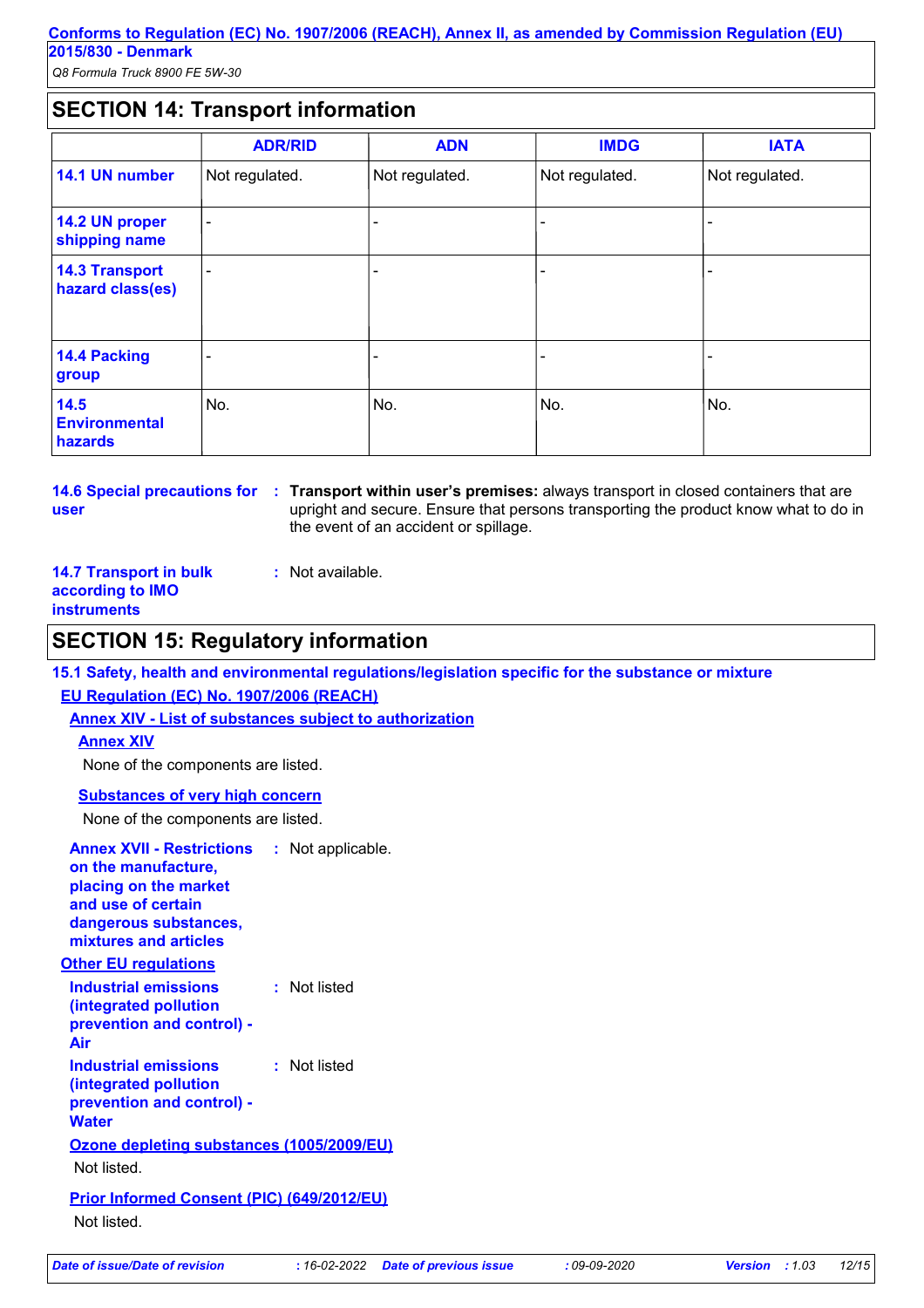## SECTION 14: Transport information

| | ADR/RID | ADN | IMDG | IATA |
|---|---|---|---|---|
| **14.1 UN number** | Not regulated. | Not regulated. | Not regulated. | Not regulated. |
| **14.2 UN proper shipping name** | - | - | - | - |
| **14.3 Transport hazard class(es)** | - | - | - | - |
| **14.4 Packing group** | - | - | - | - |
| **14.5 Environmental hazards** | No. | No. | No. | No. |

**14.6 Special precautions for user** : **Transport within user's premises:** always transport in closed containers that are upright and secure. Ensure that persons transporting the product know what to do in the event of an accident or spillage.

**14.7 Transport in bulk according to IMO instruments** : Not available.

## SECTION 15: Regulatory information

### 15.1 Safety, health and environmental regulations/legislation specific for the substance or mixture

**EU Regulation (EC) No. 1907/2006 (REACH)**

**Annex XIV - List of substances subject to authorization**

**Annex XIV**

None of the components are listed.

**Substances of very high concern**

None of the components are listed.

**Annex XVII - Restrictions on the manufacture, placing on the market and use of certain dangerous substances, mixtures and articles** : Not applicable.

**Other EU regulations**

**Industrial emissions (integrated pollution prevention and control) - Air** : Not listed

**Industrial emissions (integrated pollution prevention and control) - Water** : Not listed

**Ozone depleting substances (1005/2009/EU)**

Not listed.

**Prior Informed Consent (PIC) (649/2012/EU)**

Not listed.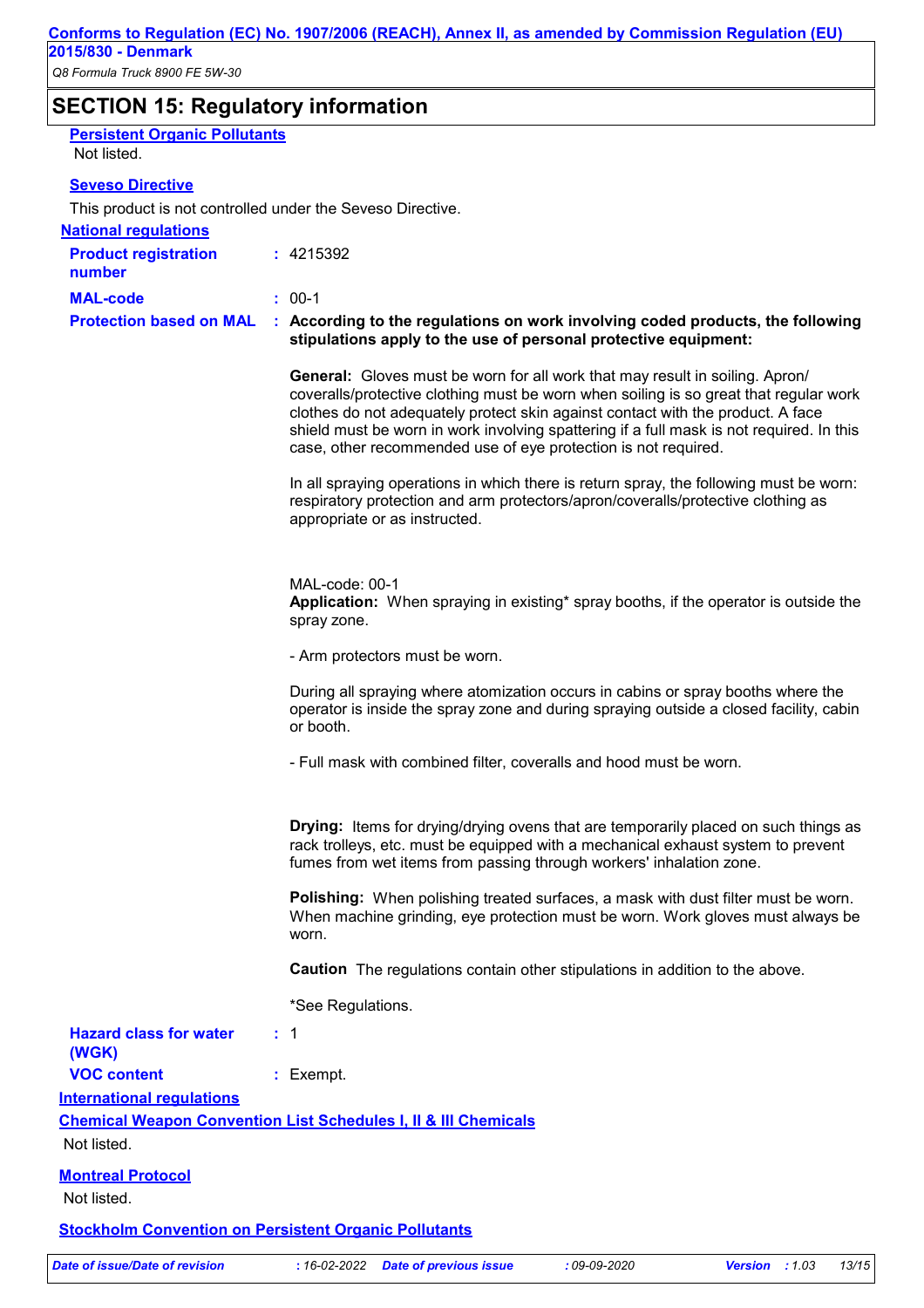## SECTION 15: Regulatory information

**Persistent Organic Pollutants**

Not listed.

**Seveso Directive**

This product is not controlled under the Seveso Directive.

**National regulations**

**Product registration number** : 4215392

**MAL-code** : 00-1

**Protection based on MAL** : **According to the regulations on work involving coded products, the following stipulations apply to the use of personal protective equipment:**

**General:** Gloves must be worn for all work that may result in soiling. Apron/coveralls/protective clothing must be worn when soiling is so great that regular work clothes do not adequately protect skin against contact with the product. A face shield must be worn in work involving spattering if a full mask is not required. In this case, other recommended use of eye protection is not required.

In all spraying operations in which there is return spray, the following must be worn: respiratory protection and arm protectors/apron/coveralls/protective clothing as appropriate or as instructed.

MAL-code: 00-1

**Application:** When spraying in existing* spray booths, if the operator is outside the spray zone.

- Arm protectors must be worn.

During all spraying where atomization occurs in cabins or spray booths where the operator is inside the spray zone and during spraying outside a closed facility, cabin or booth.

- Full mask with combined filter, coveralls and hood must be worn.

**Drying:** Items for drying/drying ovens that are temporarily placed on such things as rack trolleys, etc. must be equipped with a mechanical exhaust system to prevent fumes from wet items from passing through workers' inhalation zone.

**Polishing:** When polishing treated surfaces, a mask with dust filter must be worn. When machine grinding, eye protection must be worn. Work gloves must always be worn.

**Caution** The regulations contain other stipulations in addition to the above.

*See Regulations.

**Hazard class for water (WGK)** : 1

**VOC content** : Exempt.

**International regulations**

**Chemical Weapon Convention List Schedules I, II & III Chemicals**

Not listed.

**Montreal Protocol**

Not listed.

**Stockholm Convention on Persistent Organic Pollutants**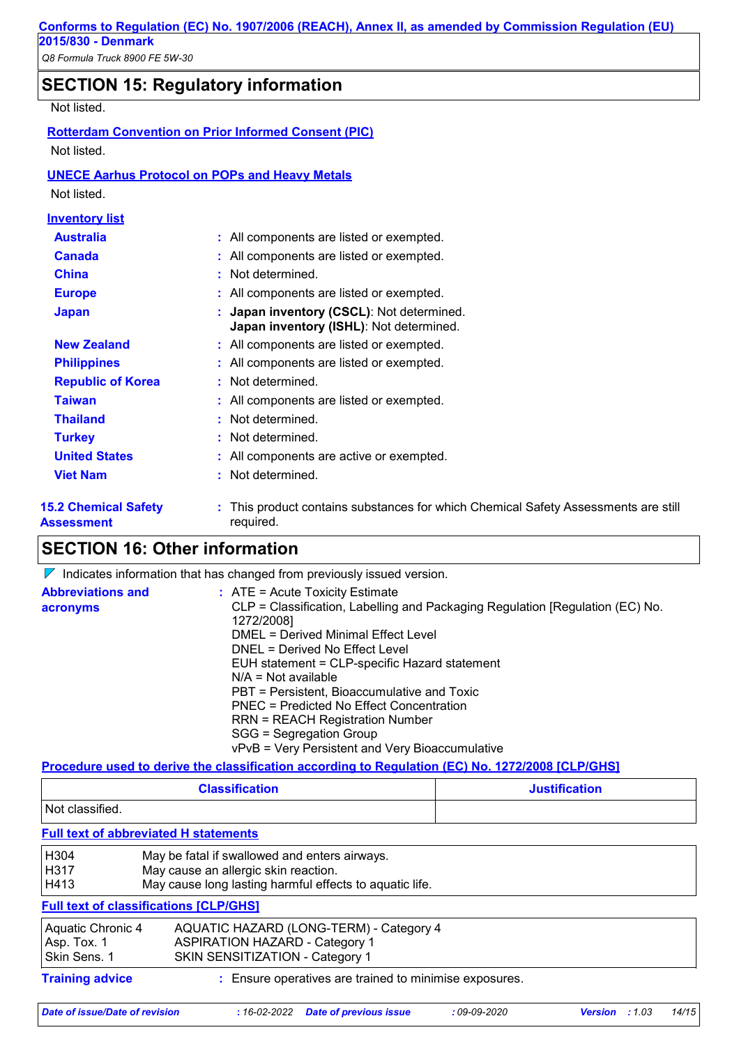## SECTION 15: Regulatory information

Not listed.

**Rotterdam Convention on Prior Informed Consent (PIC)**

Not listed.

**UNECE Aarhus Protocol on POPs and Heavy Metals**

Not listed.

**Inventory list**

| | | |
|---|---|---|
| **Australia** | : | All components are listed or exempted. |
| **Canada** | : | All components are listed or exempted. |
| **China** | : | Not determined. |
| **Europe** | : | All components are listed or exempted. |
| **Japan** | : | **Japan inventory (CSCL)**: Not determined.<br>**Japan inventory (ISHL)**: Not determined. |
| **New Zealand** | : | All components are listed or exempted. |
| **Philippines** | : | All components are listed or exempted. |
| **Republic of Korea** | : | Not determined. |
| **Taiwan** | : | All components are listed or exempted. |
| **Thailand** | : | Not determined. |
| **Turkey** | : | Not determined. |
| **United States** | : | All components are active or exempted. |
| **Viet Nam** | : | Not determined. |

**15.2 Chemical Safety Assessment** : This product contains substances for which Chemical Safety Assessments are still required.

## SECTION 16: Other information

◤ Indicates information that has changed from previously issued version.

**Abbreviations and acronyms** :
ATE = Acute Toxicity Estimate
CLP = Classification, Labelling and Packaging Regulation [Regulation (EC) No. 1272/2008]
DMEL = Derived Minimal Effect Level
DNEL = Derived No Effect Level
EUH statement = CLP-specific Hazard statement
N/A = Not available
PBT = Persistent, Bioaccumulative and Toxic
PNEC = Predicted No Effect Concentration
RRN = REACH Registration Number
SGG = Segregation Group
vPvB = Very Persistent and Very Bioaccumulative

**Procedure used to derive the classification according to Regulation (EC) No. 1272/2008 [CLP/GHS]**

| Classification | Justification |
|---|---|
| Not classified. | |

**Full text of abbreviated H statements**

| | |
|---|---|
| H304 | May be fatal if swallowed and enters airways. |
| H317 | May cause an allergic skin reaction. |
| H413 | May cause long lasting harmful effects to aquatic life. |

**Full text of classifications [CLP/GHS]**

| | |
|---|---|
| Aquatic Chronic 4 | AQUATIC HAZARD (LONG-TERM) - Category 4 |
| Asp. Tox. 1 | ASPIRATION HAZARD - Category 1 |
| Skin Sens. 1 | SKIN SENSITIZATION - Category 1 |

**Training advice** : Ensure operatives are trained to minimise exposures.

*Date of issue/Date of revision : 16-02-2022 Date of previous issue : 09-09-2020 Version : 1.03*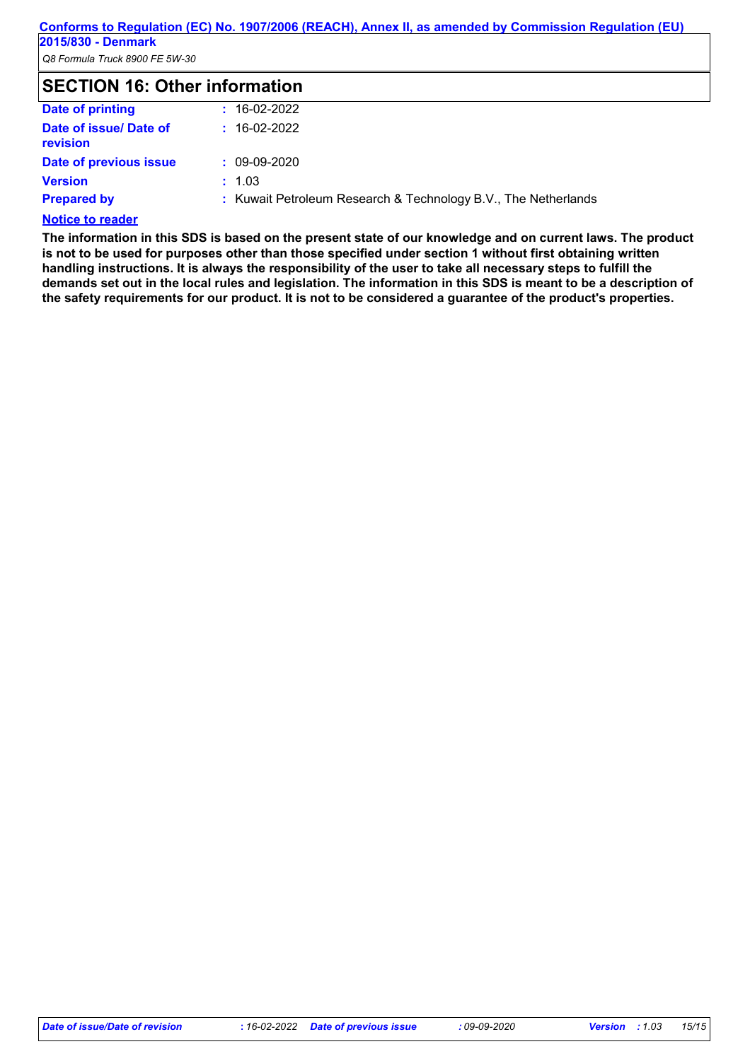## SECTION 16: Other information

| | |
|---|---|
| **Date of printing** | : 16-02-2022 |
| **Date of issue/ Date of revision** | : 16-02-2022 |
| **Date of previous issue** | : 09-09-2020 |
| **Version** | : 1.03 |
| **Prepared by** | : Kuwait Petroleum Research & Technology B.V., The Netherlands |

**Notice to reader**

**The information in this SDS is based on the present state of our knowledge and on current laws. The product is not to be used for purposes other than those specified under section 1 without first obtaining written handling instructions. It is always the responsibility of the user to take all necessary steps to fulfill the demands set out in the local rules and legislation. The information in this SDS is meant to be a description of the safety requirements for our product. It is not to be considered a guarantee of the product's properties.**